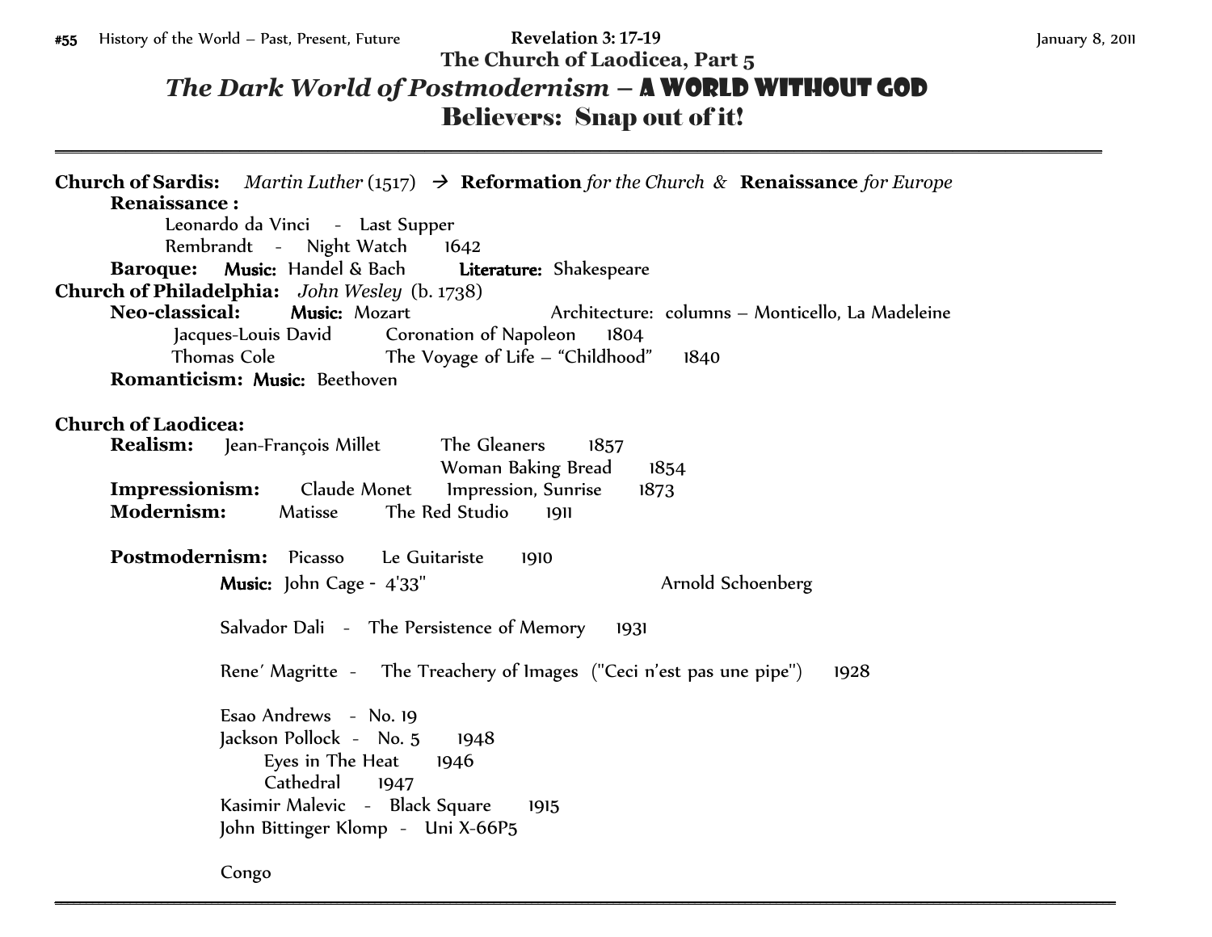#55 History of the World – Past, Present, Future **Revelation 3: 17-19** January 8, 2011

**The Church of Laodicea, Part 5**

# *The Dark World of Postmodernism* – A WORLD WITHOUT GOD

## Believers: Snap out of it!

---

**Church of Sardis:** *Martin Luther* (1517) → **Reformation** *for the Church* & **Renaissance** *for Europe*

- **Renaissance :**
  - Leonardo da Vinci - Last Supper
  - Rembrandt - Night Watch 1642
- **Baroque:** **Music:** Handel & Bach **Literature:** Shakespeare

**Church of Philadelphia:** *John Wesley* (b. 1738)

- **Neo-classical:** **Music:** Mozart Architecture: columns – Monticello, La Madeleine
  - Jacques-Louis David Coronation of Napoleon 1804
  - Thomas Cole The Voyage of Life – "Childhood" 1840
- **Romanticism:** **Music:** Beethoven

**Church of Laodicea:**

- **Realism:** Jean-François Millet The Gleaners 1857
  - Woman Baking Bread 1854
- **Impressionism:** Claude Monet Impression, Sunrise 1873
- **Modernism:** Matisse The Red Studio 1911
- **Postmodernism:** Picasso Le Guitariste 1910
  - **Music:** John Cage - 4'33" Arnold Schoenberg
  - Salvador Dali - The Persistence of Memory 1931
  - Rene' Magritte - The Treachery of Images ("Ceci n'est pas une pipe") 1928
  - Esao Andrews - No. 19
  - Jackson Pollock - No. 5 1948
    - Eyes in The Heat 1946
    - Cathedral 1947
  - Kasimir Malevic - Black Square 1915
  - John Bittinger Klomp - Uni X-66P5
  - Congo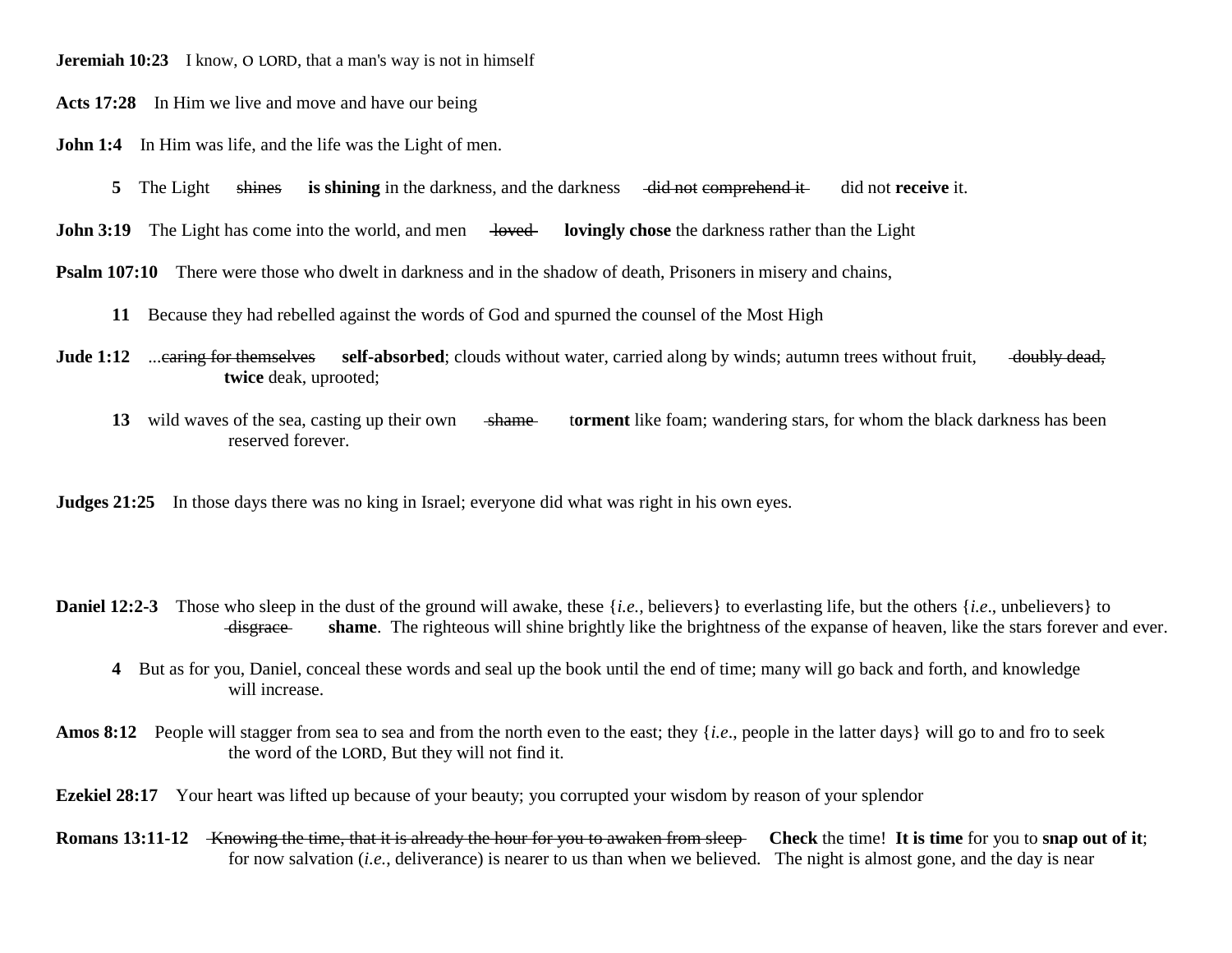**Jeremiah 10:23** I know, O LORD, that a man's way is not in himself

**Acts 17:28** In Him we live and move and have our being

**John 1:4** In Him was life, and the life was the Light of men.

**5** The Light ~~shines~~ **is shining** in the darkness, and the darkness ~~did not comprehend it~~ did not **receive** it.

**John 3:19** The Light has come into the world, and men ~~loved~~ **lovingly chose** the darkness rather than the Light

**Psalm 107:10** There were those who dwelt in darkness and in the shadow of death, Prisoners in misery and chains,

**11** Because they had rebelled against the words of God and spurned the counsel of the Most High

**Jude 1:12** ...~~caring for themselves~~ **self-absorbed**; clouds without water, carried along by winds; autumn trees without fruit, ~~doubly dead,~~ **twice** deak, uprooted;

**13** wild waves of the sea, casting up their own ~~shame~~ t**orment** like foam; wandering stars, for whom the black darkness has been reserved forever.

**Judges 21:25** In those days there was no king in Israel; everyone did what was right in his own eyes.

**Daniel 12:2-3** Those who sleep in the dust of the ground will awake, these {*i.e.*, believers} to everlasting life, but the others {*i.e*., unbelievers} to ~~disgrace~~ **shame**. The righteous will shine brightly like the brightness of the expanse of heaven, like the stars forever and ever.

**4** But as for you, Daniel, conceal these words and seal up the book until the end of time; many will go back and forth, and knowledge will increase.

**Amos 8:12** People will stagger from sea to sea and from the north even to the east; they {*i.e*., people in the latter days} will go to and fro to seek the word of the LORD, But they will not find it.

**Ezekiel 28:17** Your heart was lifted up because of your beauty; you corrupted your wisdom by reason of your splendor

**Romans 13:11-12** ~~Knowing the time, that it is already the hour for you to awaken from sleep~~ **Check** the time! **It is time** for you to **snap out of it**; for now salvation (*i.e.*, deliverance) is nearer to us than when we believed. The night is almost gone, and the day is near